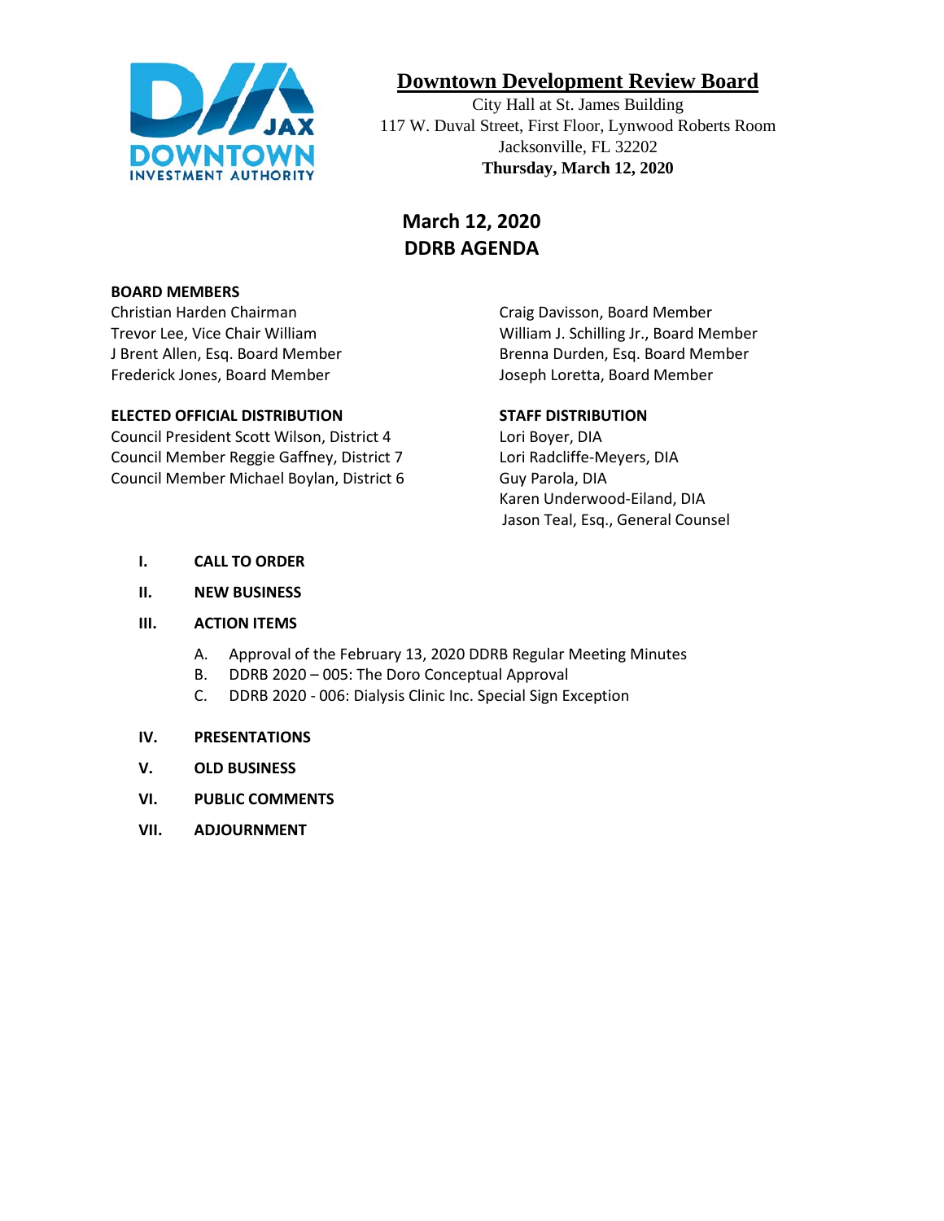# Downtown Development Review Board

City Hall at St. James Building
117 W. Duval Street, First Floor, Lynwood Roberts Room
Jacksonville, FL 32202
**Thursday, March 12, 2020**

## March 12, 2020
## DDRB AGENDA

**BOARD MEMBERS**
Christian Harden Chairman
Trevor Lee, Vice Chair William
J Brent Allen, Esq. Board Member
Frederick Jones, Board Member
Craig Davisson, Board Member
William J. Schilling Jr., Board Member
Brenna Durden, Esq. Board Member
Joseph Loretta, Board Member

**ELECTED OFFICIAL DISTRIBUTION**
Council President Scott Wilson, District 4
Council Member Reggie Gaffney, District 7
Council Member Michael Boylan, District 6

**STAFF DISTRIBUTION**
Lori Boyer, DIA
Lori Radcliffe-Meyers, DIA
Guy Parola, DIA
Karen Underwood-Eiland, DIA
Jason Teal, Esq., General Counsel

**I. CALL TO ORDER**

**II. NEW BUSINESS**

**III. ACTION ITEMS**

A. Approval of the February 13, 2020 DDRB Regular Meeting Minutes
B. DDRB 2020 – 005: The Doro Conceptual Approval
C. DDRB 2020 - 006: Dialysis Clinic Inc. Special Sign Exception

**IV. PRESENTATIONS**

**V. OLD BUSINESS**

**VI. PUBLIC COMMENTS**

**VII. ADJOURNMENT**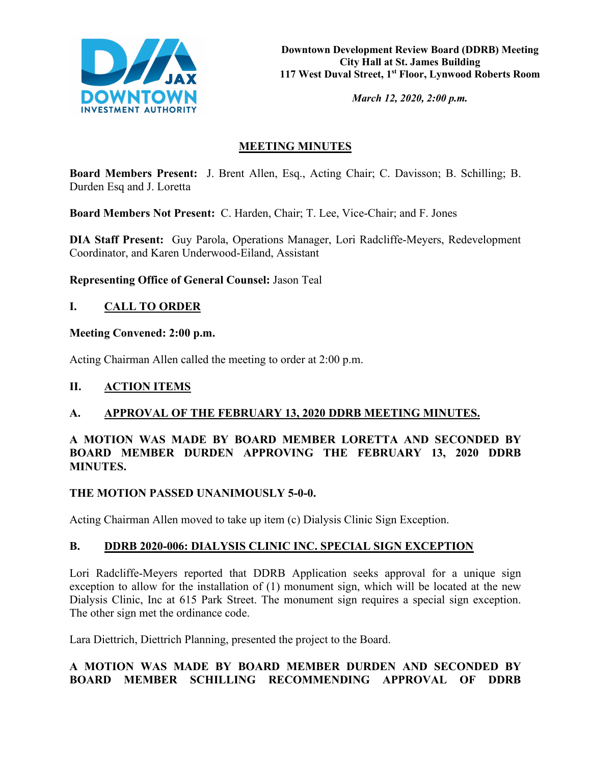Downtown Development Review Board (DDRB) Meeting
City Hall at St. James Building
117 West Duval Street, 1st Floor, Lynwood Roberts Room

*March 12, 2020, 2:00 p.m.*

## MEETING MINUTES

**Board Members Present:** J. Brent Allen, Esq., Acting Chair; C. Davisson; B. Schilling; B. Durden Esq and J. Loretta

**Board Members Not Present:** C. Harden, Chair; T. Lee, Vice-Chair; and F. Jones

**DIA Staff Present:** Guy Parola, Operations Manager, Lori Radcliffe-Meyers, Redevelopment Coordinator, and Karen Underwood-Eiland, Assistant

**Representing Office of General Counsel:** Jason Teal

## I. CALL TO ORDER

**Meeting Convened: 2:00 p.m.**

Acting Chairman Allen called the meeting to order at 2:00 p.m.

## II. ACTION ITEMS

### A. APPROVAL OF THE FEBRUARY 13, 2020 DDRB MEETING MINUTES.

**A MOTION WAS MADE BY BOARD MEMBER LORETTA AND SECONDED BY BOARD MEMBER DURDEN APPROVING THE FEBRUARY 13, 2020 DDRB MINUTES.**

**THE MOTION PASSED UNANIMOUSLY 5-0-0.**

Acting Chairman Allen moved to take up item (c) Dialysis Clinic Sign Exception.

### B. DDRB 2020-006: DIALYSIS CLINIC INC. SPECIAL SIGN EXCEPTION

Lori Radcliffe-Meyers reported that DDRB Application seeks approval for a unique sign exception to allow for the installation of (1) monument sign, which will be located at the new Dialysis Clinic, Inc at 615 Park Street. The monument sign requires a special sign exception. The other sign met the ordinance code.

Lara Diettrich, Diettrich Planning, presented the project to the Board.

**A MOTION WAS MADE BY BOARD MEMBER DURDEN AND SECONDED BY BOARD MEMBER SCHILLING RECOMMENDING APPROVAL OF DDRB**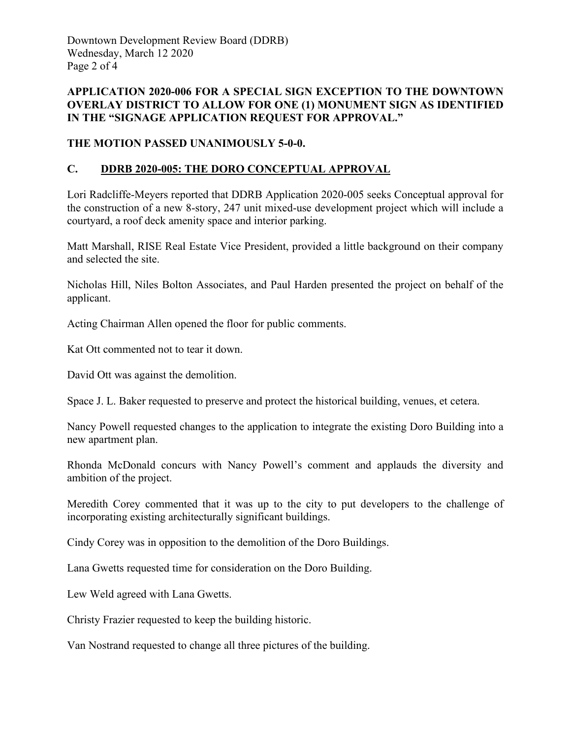**APPLICATION 2020-006 FOR A SPECIAL SIGN EXCEPTION TO THE DOWNTOWN OVERLAY DISTRICT TO ALLOW FOR ONE (1) MONUMENT SIGN AS IDENTIFIED IN THE "SIGNAGE APPLICATION REQUEST FOR APPROVAL."**

**THE MOTION PASSED UNANIMOUSLY 5-0-0.**

## C. <u>DDRB 2020-005: THE DORO CONCEPTUAL APPROVAL</u>

Lori Radcliffe-Meyers reported that DDRB Application 2020-005 seeks Conceptual approval for the construction of a new 8-story, 247 unit mixed-use development project which will include a courtyard, a roof deck amenity space and interior parking.

Matt Marshall, RISE Real Estate Vice President, provided a little background on their company and selected the site.

Nicholas Hill, Niles Bolton Associates, and Paul Harden presented the project on behalf of the applicant.

Acting Chairman Allen opened the floor for public comments.

Kat Ott commented not to tear it down.

David Ott was against the demolition.

Space J. L. Baker requested to preserve and protect the historical building, venues, et cetera.

Nancy Powell requested changes to the application to integrate the existing Doro Building into a new apartment plan.

Rhonda McDonald concurs with Nancy Powell's comment and applauds the diversity and ambition of the project.

Meredith Corey commented that it was up to the city to put developers to the challenge of incorporating existing architecturally significant buildings.

Cindy Corey was in opposition to the demolition of the Doro Buildings.

Lana Gwetts requested time for consideration on the Doro Building.

Lew Weld agreed with Lana Gwetts.

Christy Frazier requested to keep the building historic.

Van Nostrand requested to change all three pictures of the building.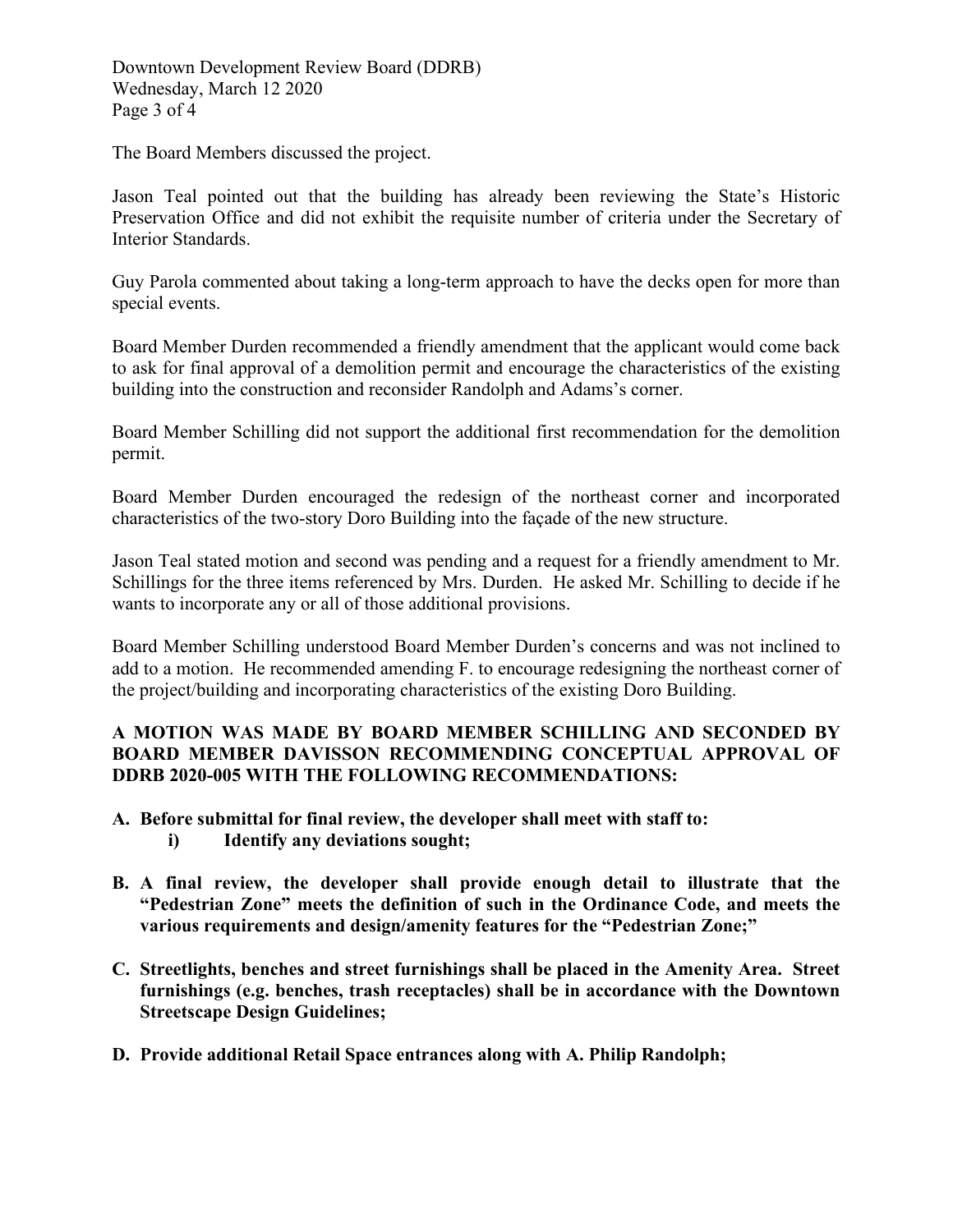The Board Members discussed the project.

Jason Teal pointed out that the building has already been reviewing the State's Historic Preservation Office and did not exhibit the requisite number of criteria under the Secretary of Interior Standards.

Guy Parola commented about taking a long-term approach to have the decks open for more than special events.

Board Member Durden recommended a friendly amendment that the applicant would come back to ask for final approval of a demolition permit and encourage the characteristics of the existing building into the construction and reconsider Randolph and Adams's corner.

Board Member Schilling did not support the additional first recommendation for the demolition permit.

Board Member Durden encouraged the redesign of the northeast corner and incorporated characteristics of the two-story Doro Building into the façade of the new structure.

Jason Teal stated motion and second was pending and a request for a friendly amendment to Mr. Schillings for the three items referenced by Mrs. Durden. He asked Mr. Schilling to decide if he wants to incorporate any or all of those additional provisions.

Board Member Schilling understood Board Member Durden's concerns and was not inclined to add to a motion. He recommended amending F. to encourage redesigning the northeast corner of the project/building and incorporating characteristics of the existing Doro Building.

**A MOTION WAS MADE BY BOARD MEMBER SCHILLING AND SECONDED BY BOARD MEMBER DAVISSON RECOMMENDING CONCEPTUAL APPROVAL OF DDRB 2020-005 WITH THE FOLLOWING RECOMMENDATIONS:**

**A. Before submittal for final review, the developer shall meet with staff to:**
   **i) Identify any deviations sought;**

**B. A final review, the developer shall provide enough detail to illustrate that the "Pedestrian Zone" meets the definition of such in the Ordinance Code, and meets the various requirements and design/amenity features for the "Pedestrian Zone;"**

**C. Streetlights, benches and street furnishings shall be placed in the Amenity Area. Street furnishings (e.g. benches, trash receptacles) shall be in accordance with the Downtown Streetscape Design Guidelines;**

**D. Provide additional Retail Space entrances along with A. Philip Randolph;**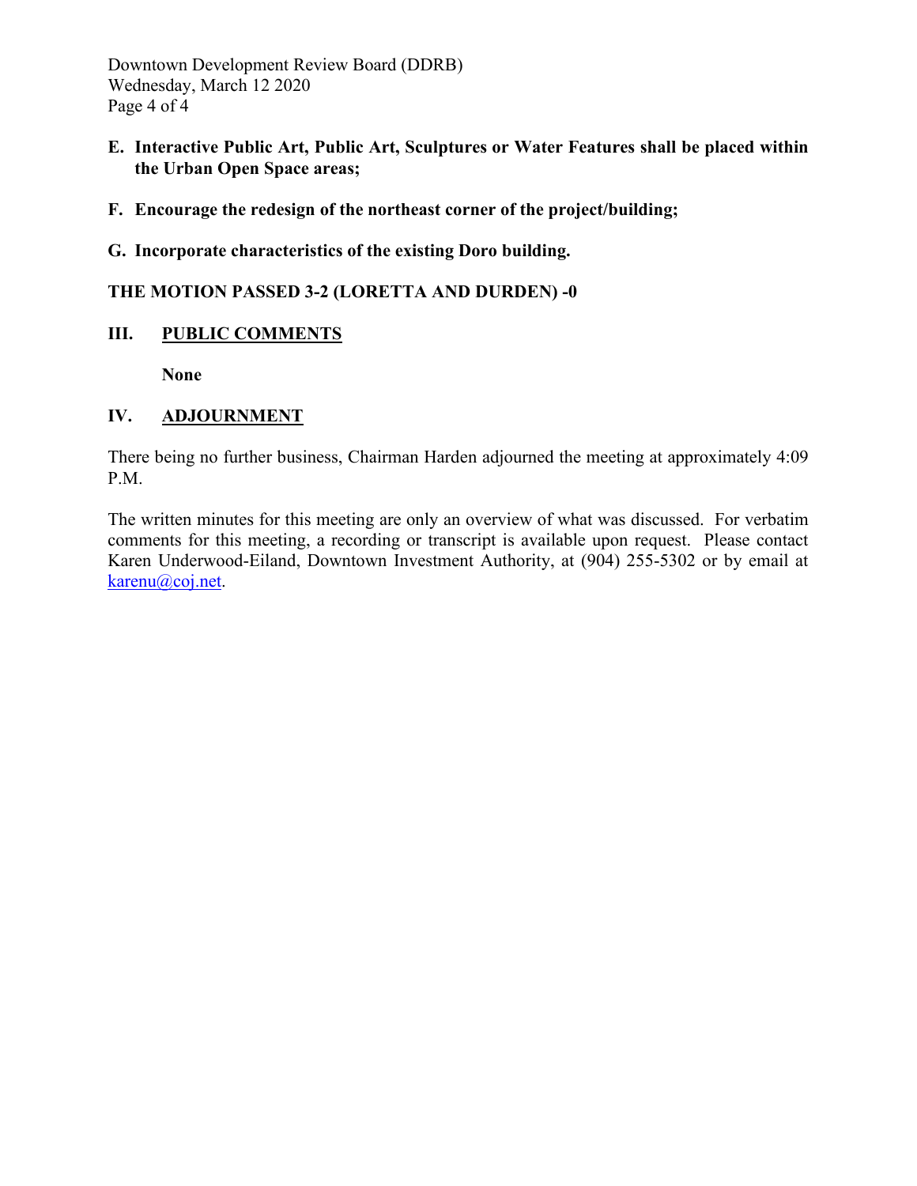**E. Interactive Public Art, Public Art, Sculptures or Water Features shall be placed within the Urban Open Space areas;**

**F. Encourage the redesign of the northeast corner of the project/building;**

**G. Incorporate characteristics of the existing Doro building.**

**THE MOTION PASSED 3-2 (LORETTA AND DURDEN) -0**

## III. PUBLIC COMMENTS

**None**

## IV. ADJOURNMENT

There being no further business, Chairman Harden adjourned the meeting at approximately 4:09 P.M.

The written minutes for this meeting are only an overview of what was discussed. For verbatim comments for this meeting, a recording or transcript is available upon request. Please contact Karen Underwood-Eiland, Downtown Investment Authority, at (904) 255-5302 or by email at karenu@coj.net.